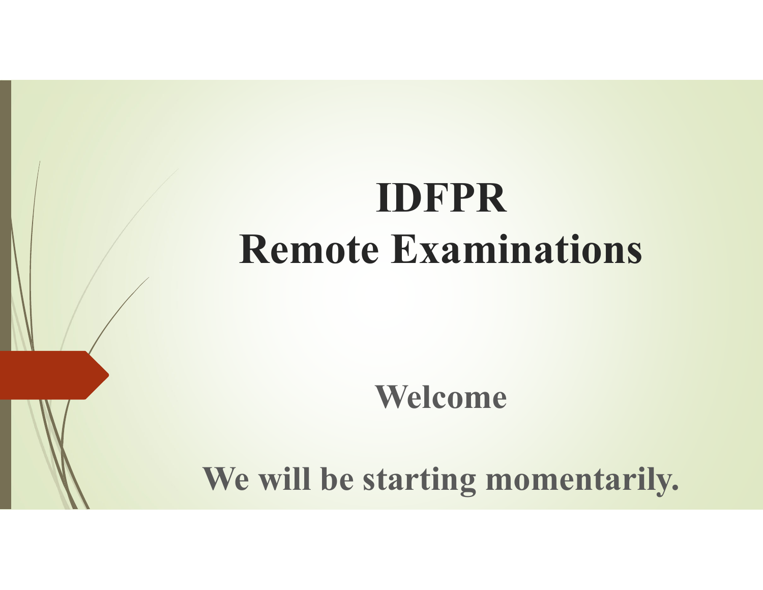# IDFPR
# Remote Examinations

**Welcome**

**We will be starting momentarily.**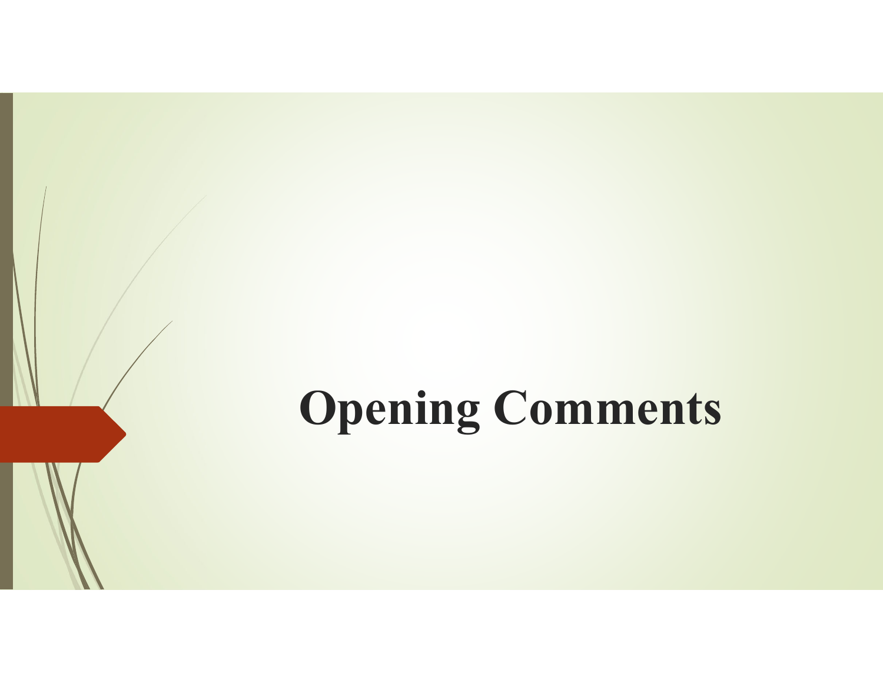# Opening Comments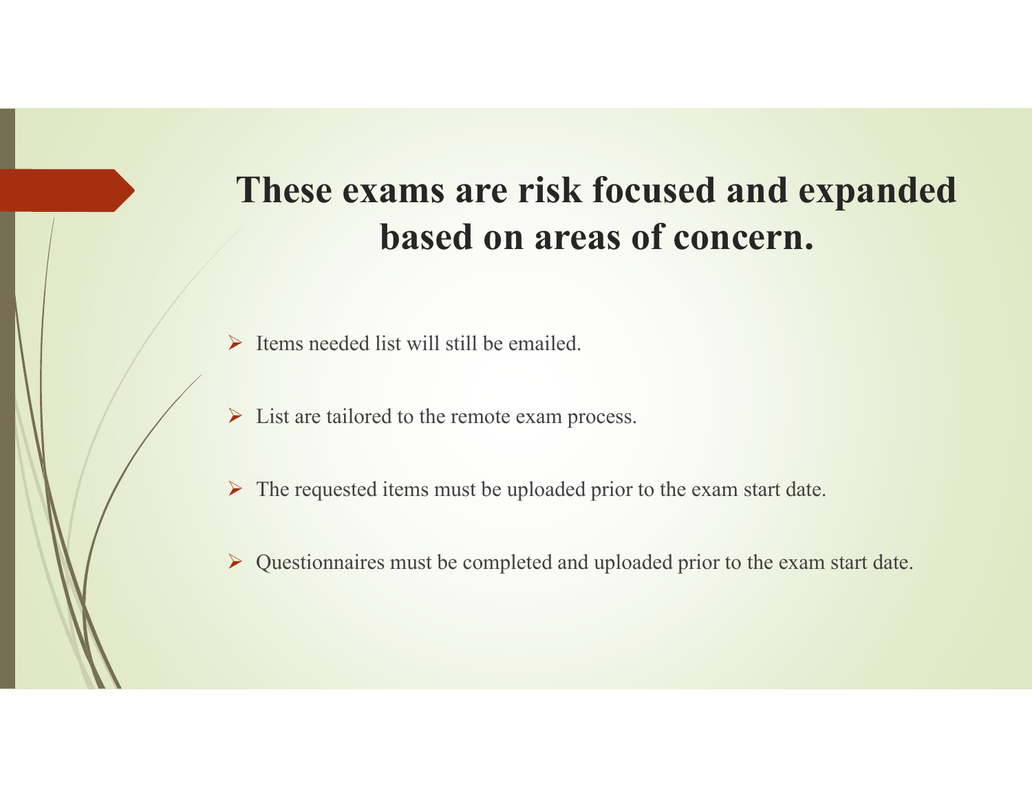# These exams are risk focused and expanded based on areas of concern.

- Items needed list will still be emailed.
- List are tailored to the remote exam process.
- The requested items must be uploaded prior to the exam start date.
- Questionnaires must be completed and uploaded prior to the exam start date.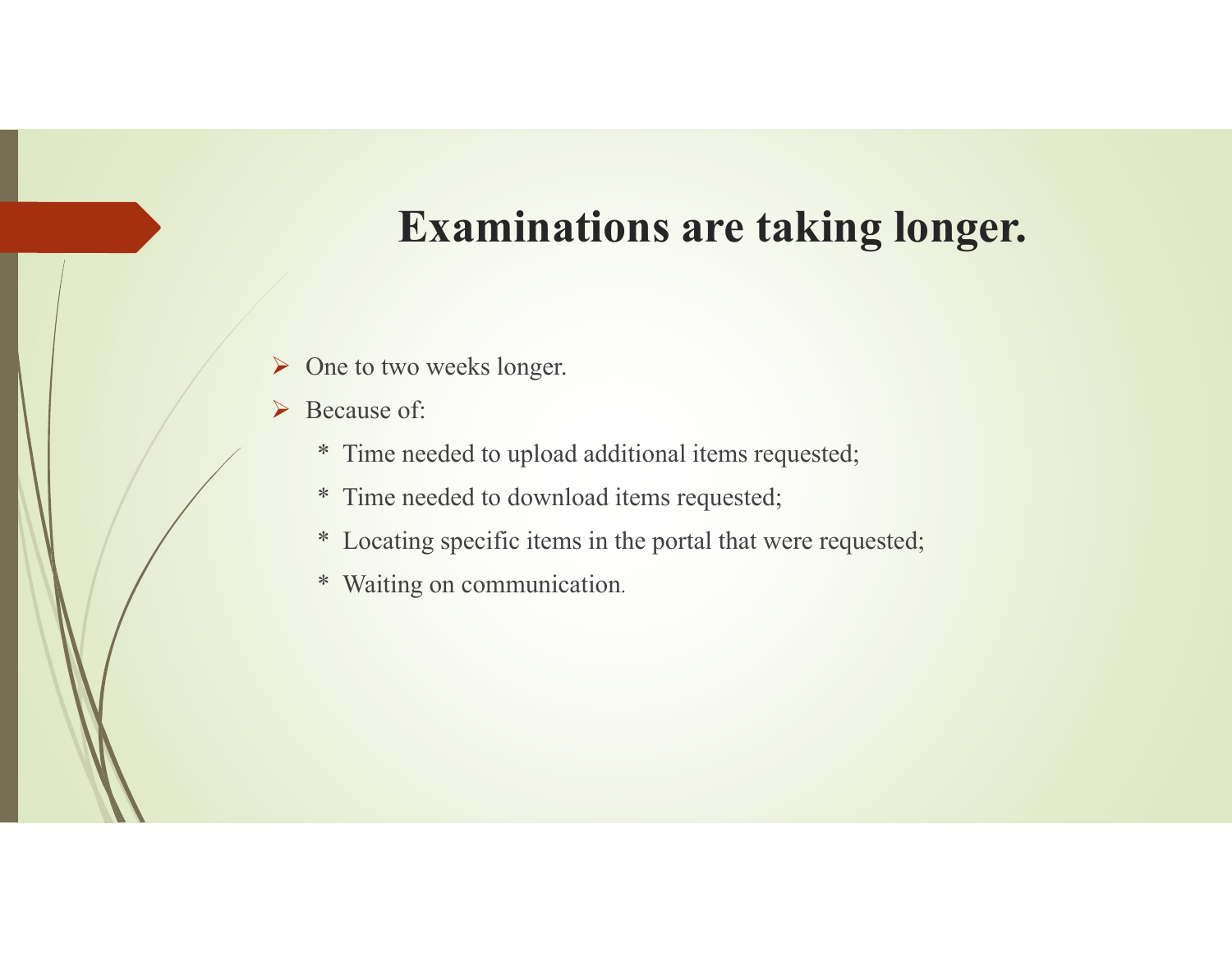# Examinations are taking longer.

- One to two weeks longer.
- Because of:
  * Time needed to upload additional items requested;
  * Time needed to download items requested;
  * Locating specific items in the portal that were requested;
  * Waiting on communication.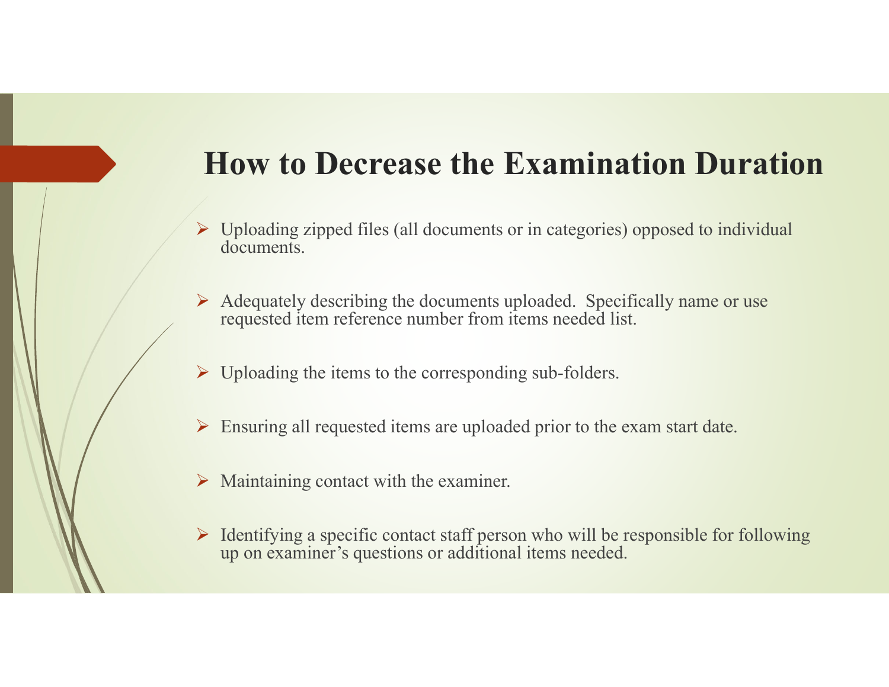# How to Decrease the Examination Duration

- Uploading zipped files (all documents or in categories) opposed to individual documents.
- Adequately describing the documents uploaded. Specifically name or use requested item reference number from items needed list.
- Uploading the items to the corresponding sub-folders.
- Ensuring all requested items are uploaded prior to the exam start date.
- Maintaining contact with the examiner.
- Identifying a specific contact staff person who will be responsible for following up on examiner's questions or additional items needed.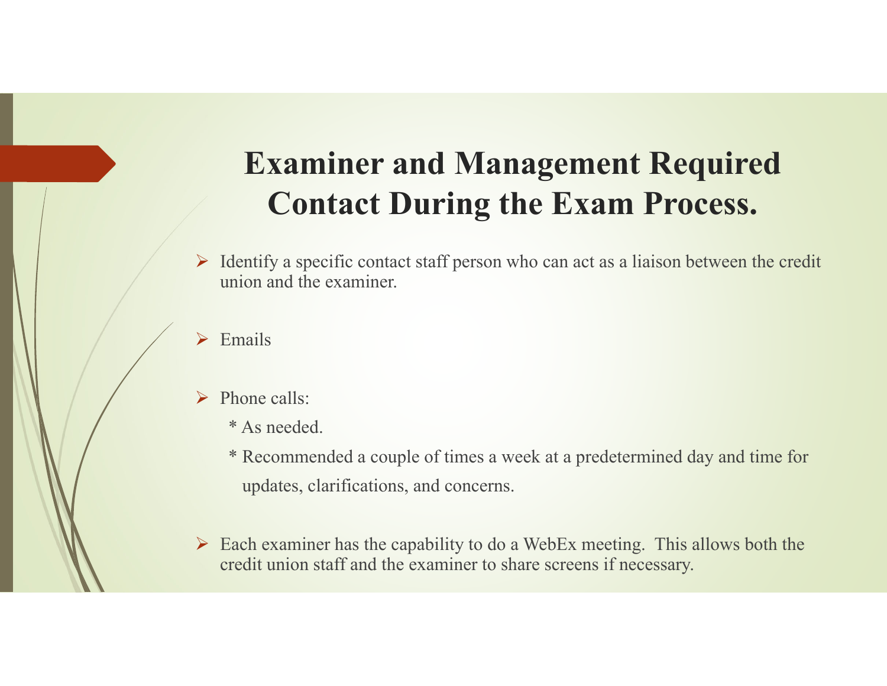# Examiner and Management Required Contact During the Exam Process.

- Identify a specific contact staff person who can act as a liaison between the credit union and the examiner.

- Emails

- Phone calls:
  * As needed.
  * Recommended a couple of times a week at a predetermined day and time for updates, clarifications, and concerns.

- Each examiner has the capability to do a WebEx meeting. This allows both the credit union staff and the examiner to share screens if necessary.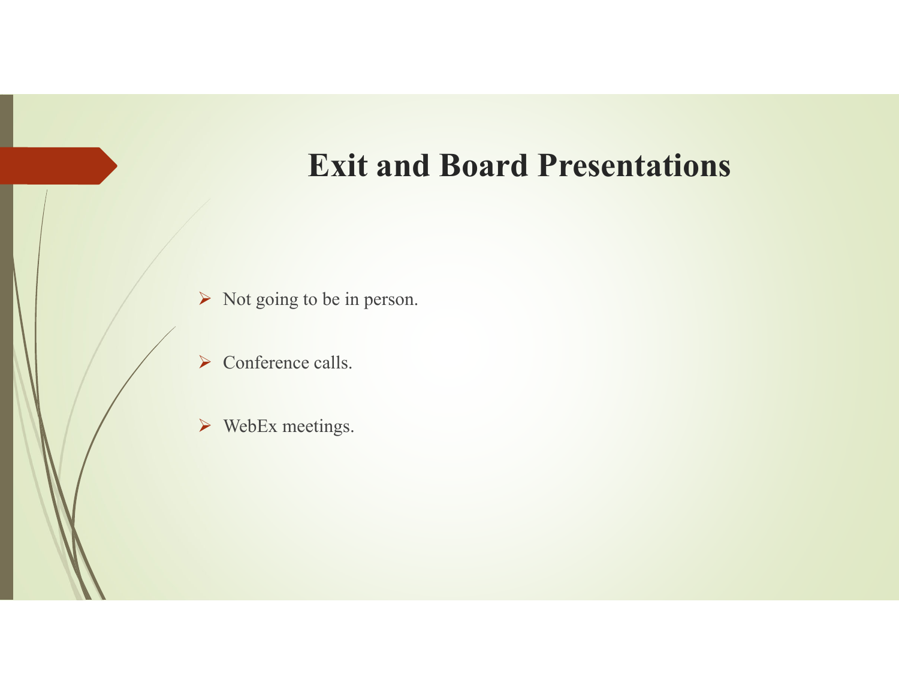# Exit and Board Presentations

- Not going to be in person.
- Conference calls.
- WebEx meetings.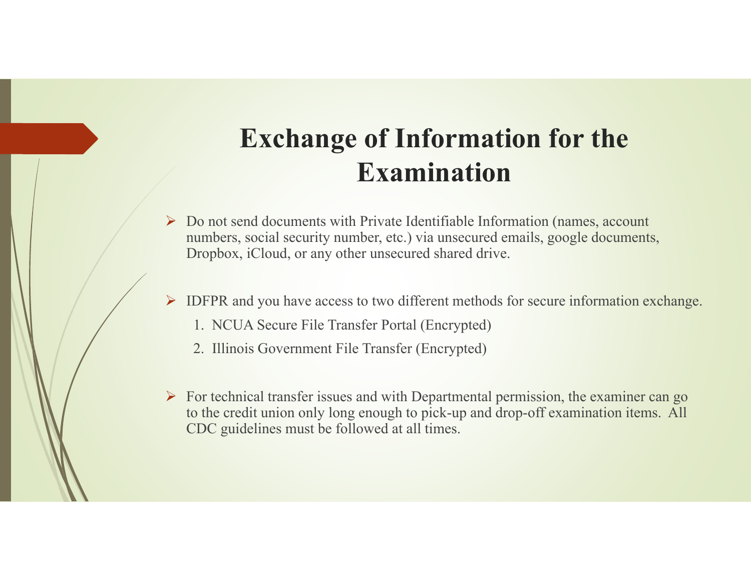# Exchange of Information for the Examination

- Do not send documents with Private Identifiable Information (names, account numbers, social security number, etc.) via unsecured emails, google documents, Dropbox, iCloud, or any other unsecured shared drive.

- IDFPR and you have access to two different methods for secure information exchange.
  1. NCUA Secure File Transfer Portal (Encrypted)
  2. Illinois Government File Transfer (Encrypted)

- For technical transfer issues and with Departmental permission, the examiner can go to the credit union only long enough to pick-up and drop-off examination items. All CDC guidelines must be followed at all times.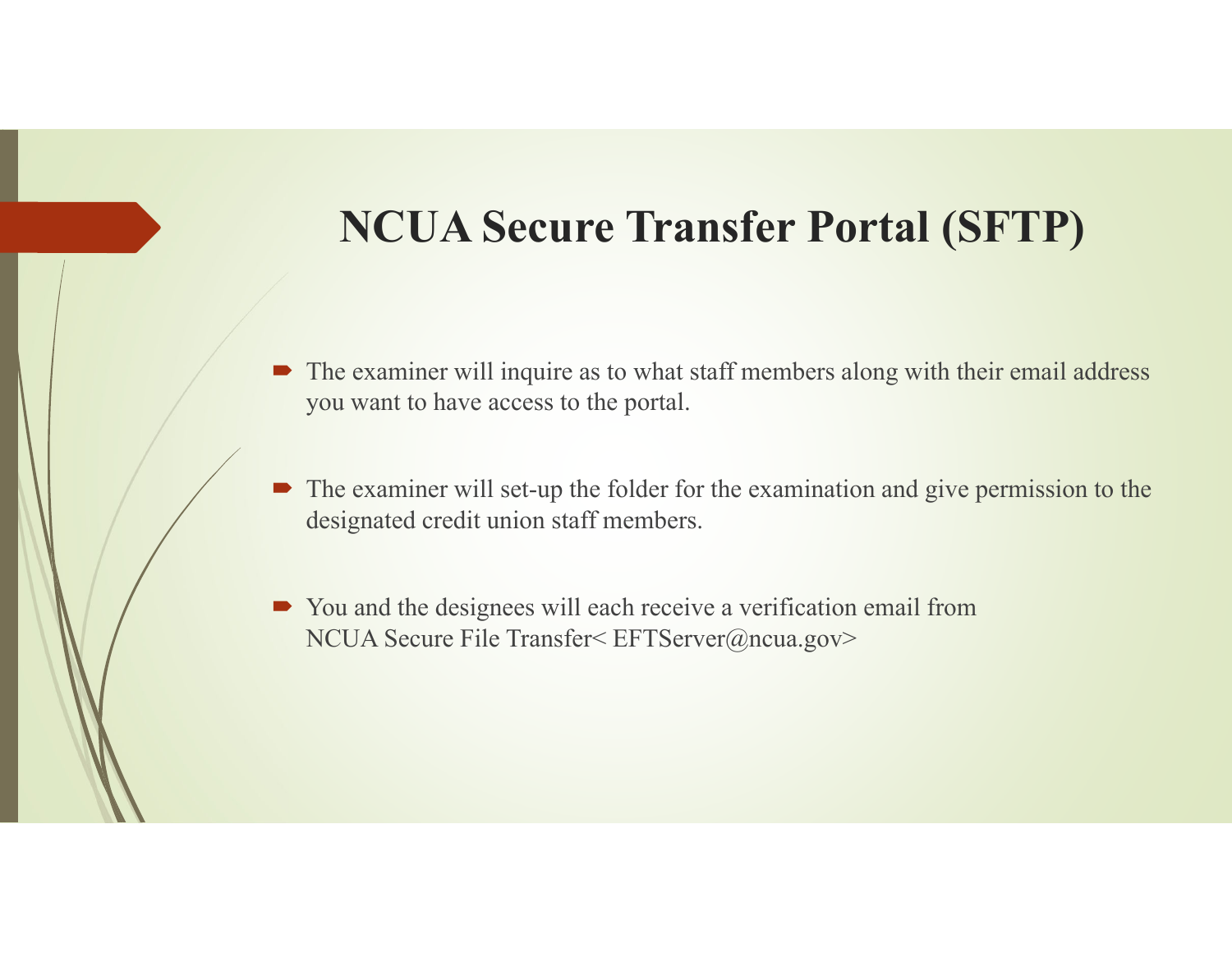# NCUA Secure Transfer Portal (SFTP)

- The examiner will inquire as to what staff members along with their email address you want to have access to the portal.
- The examiner will set-up the folder for the examination and give permission to the designated credit union staff members.
- You and the designees will each receive a verification email from NCUA Secure File Transfer< EFTServer@ncua.gov>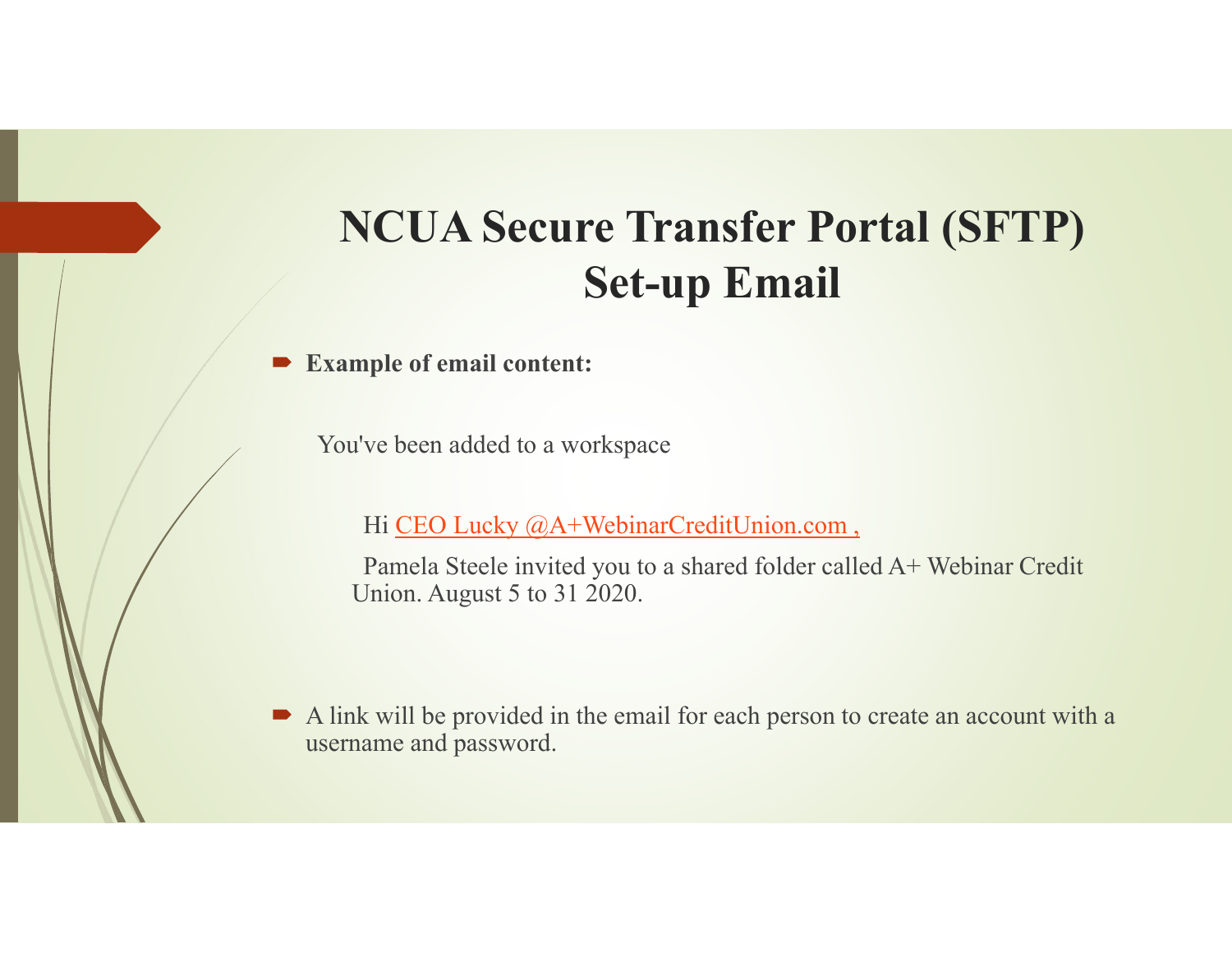# NCUA Secure Transfer Portal (SFTP) Set-up Email

- **Example of email content:**

  You've been added to a workspace

  Hi CEO Lucky @A+WebinarCreditUnion.com ,

  Pamela Steele invited you to a shared folder called A+ Webinar Credit Union. August 5 to 31 2020.

- A link will be provided in the email for each person to create an account with a username and password.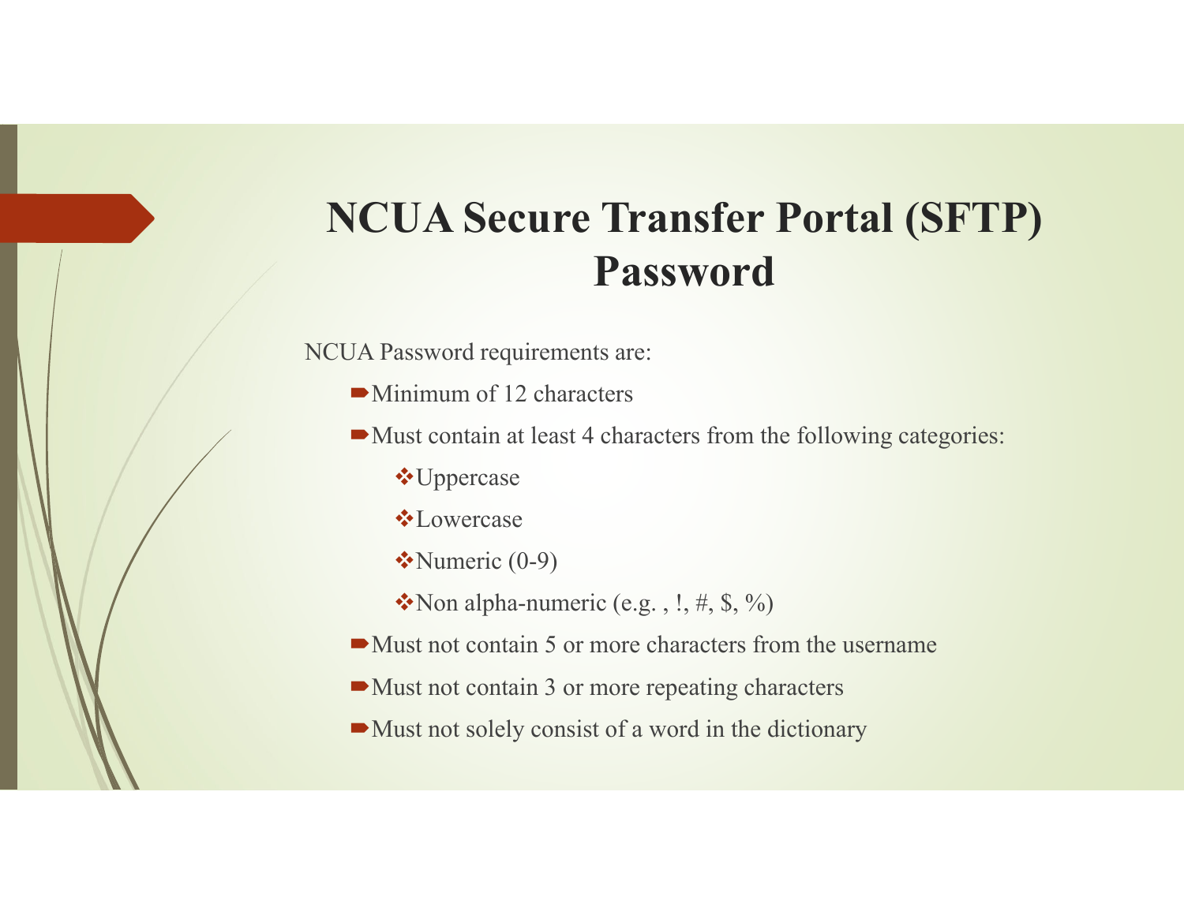# NCUA Secure Transfer Portal (SFTP) Password

NCUA Password requirements are:

- Minimum of 12 characters
- Must contain at least 4 characters from the following categories:
  - Uppercase
  - Lowercase
  - Numeric (0-9)
  - Non alpha-numeric (e.g. , !, #, $, %)
- Must not contain 5 or more characters from the username
- Must not contain 3 or more repeating characters
- Must not solely consist of a word in the dictionary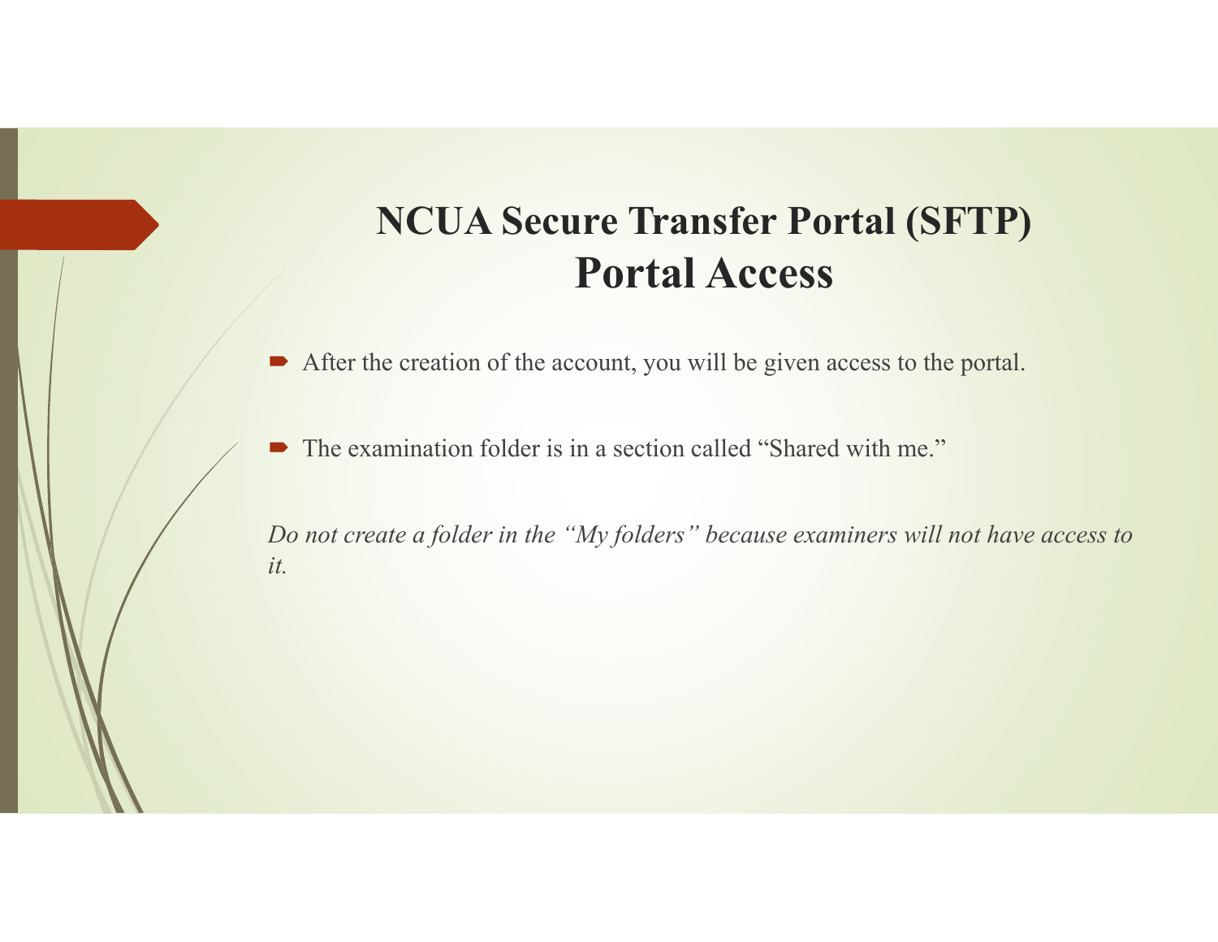# NCUA Secure Transfer Portal (SFTP) Portal Access

- After the creation of the account, you will be given access to the portal.
- The examination folder is in a section called "Shared with me."

*Do not create a folder in the "My folders" because examiners will not have access to it.*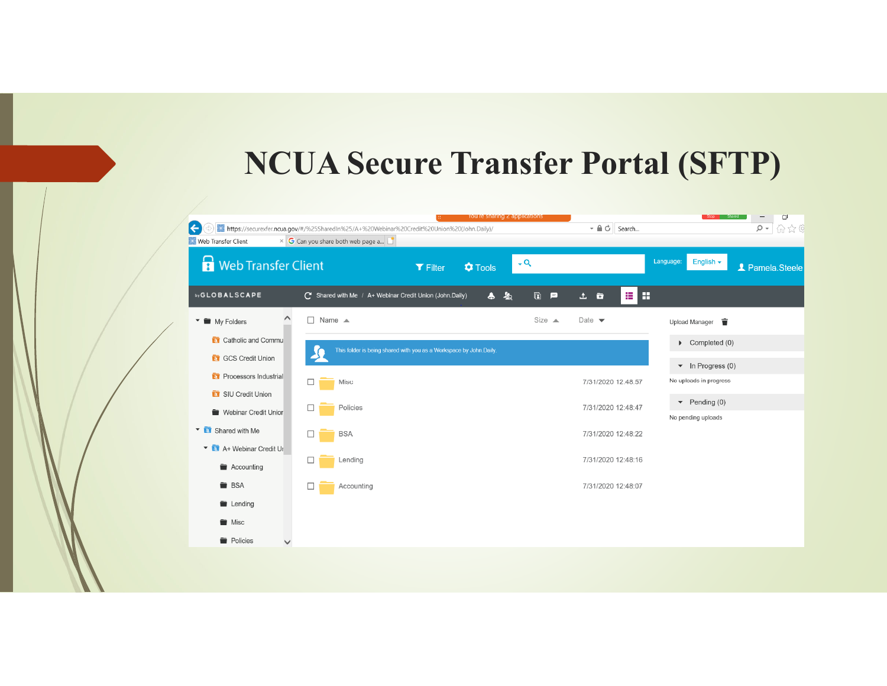# NCUA Secure Transfer Portal (SFTP)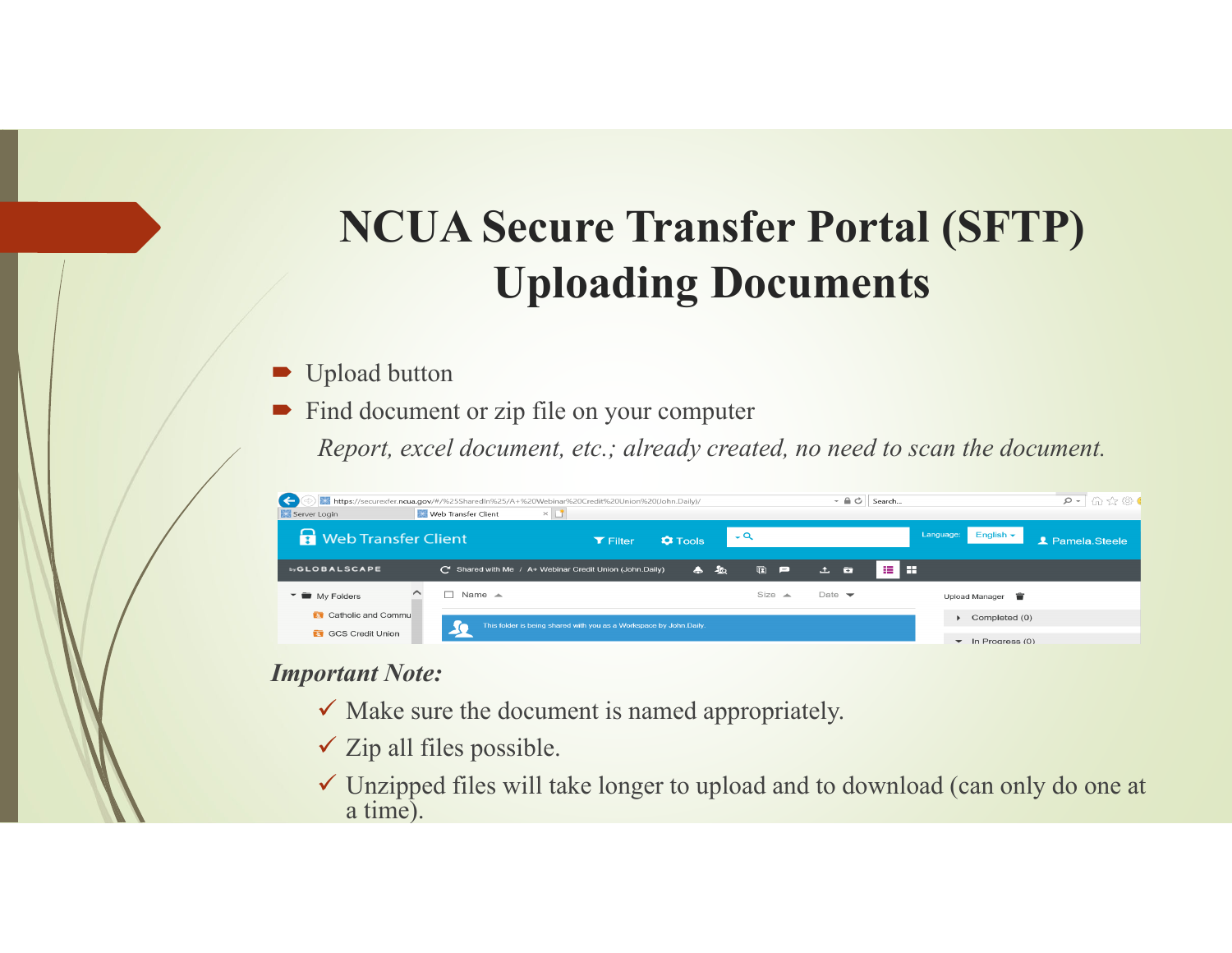# NCUA Secure Transfer Portal (SFTP) Uploading Documents

- Upload button
- Find document or zip file on your computer

  *Report, excel document, etc.; already created, no need to scan the document.*

***Important Note:***

- ✓ Make sure the document is named appropriately.
- ✓ Zip all files possible.
- ✓ Unzipped files will take longer to upload and to download (can only do one at a time).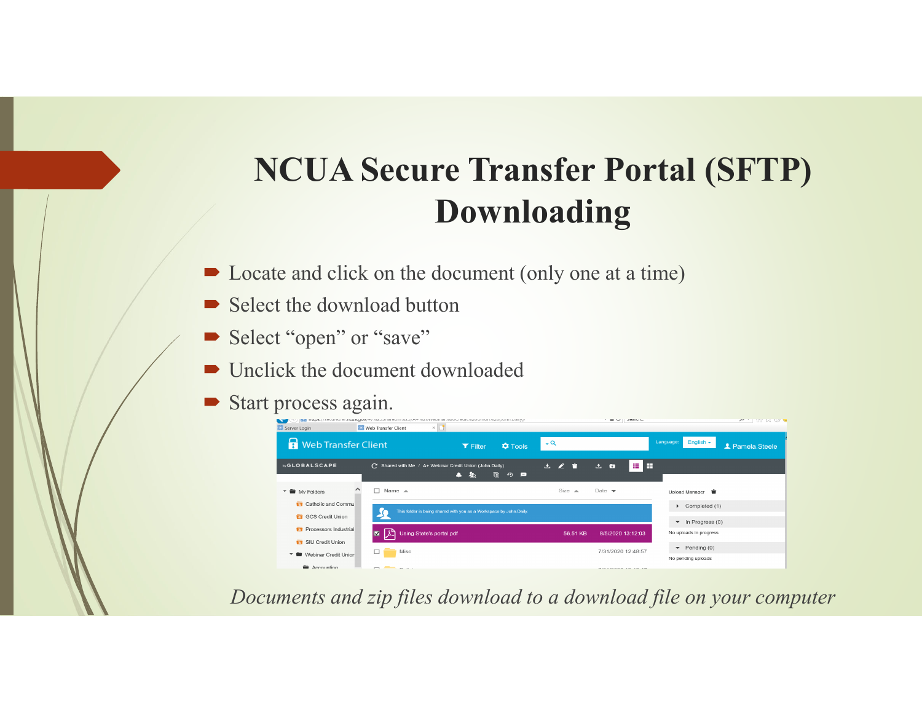# NCUA Secure Transfer Portal (SFTP) Downloading

- Locate and click on the document (only one at a time)
- Select the download button
- Select “open” or “save”
- Unclick the document downloaded
- Start process again.

*Documents and zip files download to a download file on your computer*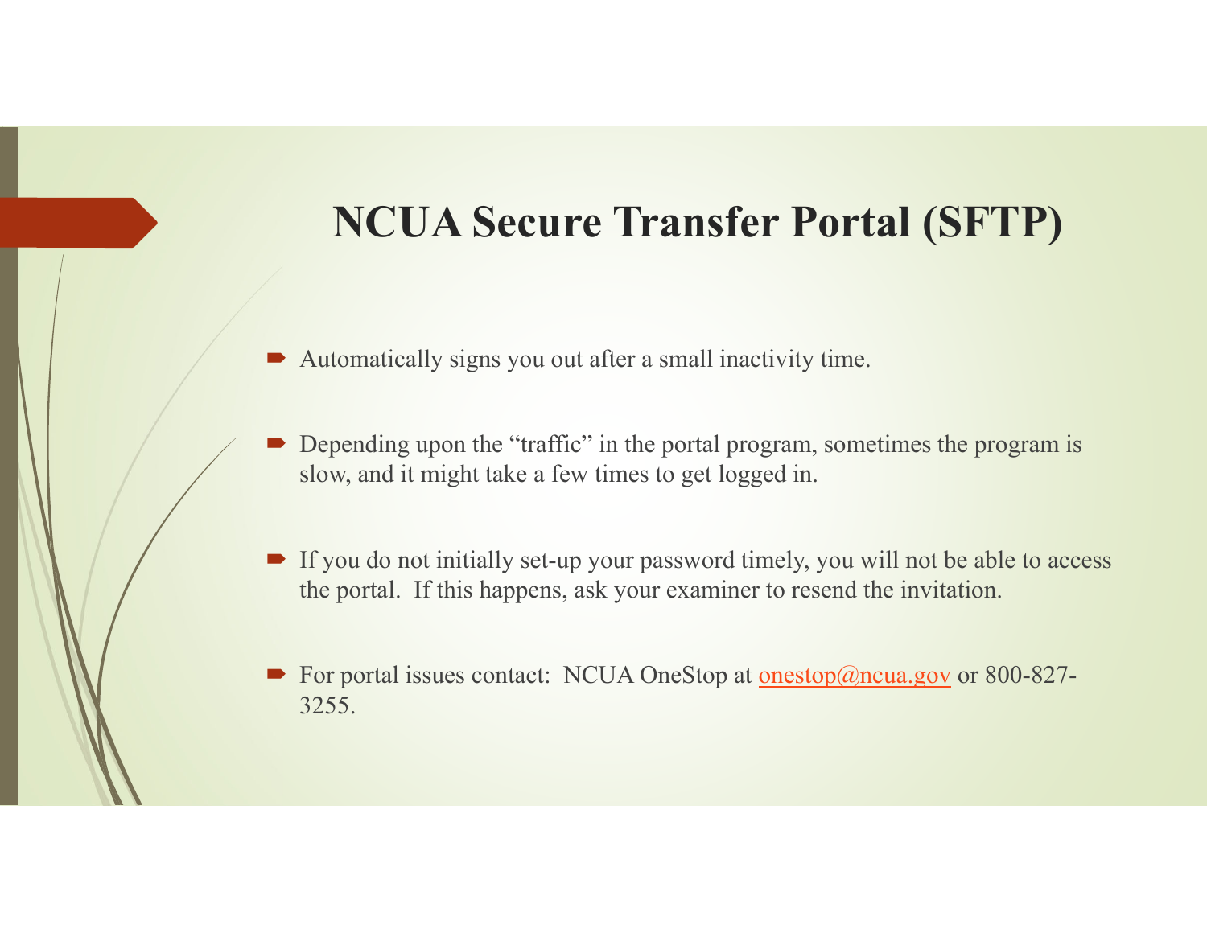# NCUA Secure Transfer Portal (SFTP)

- Automatically signs you out after a small inactivity time.

- Depending upon the "traffic" in the portal program, sometimes the program is slow, and it might take a few times to get logged in.

- If you do not initially set-up your password timely, you will not be able to access the portal. If this happens, ask your examiner to resend the invitation.

- For portal issues contact: NCUA OneStop at onestop@ncua.gov or 800-827-3255.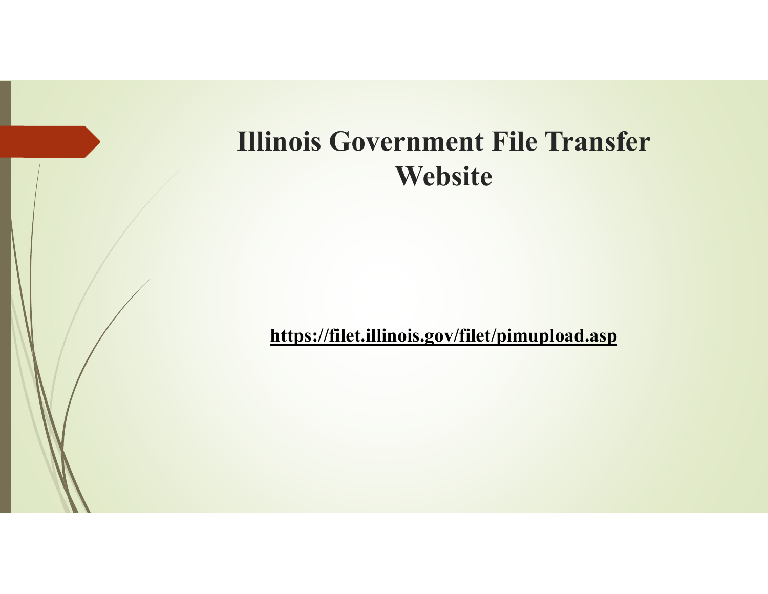# Illinois Government File Transfer Website

**https://filet.illinois.gov/filet/pimupload.asp**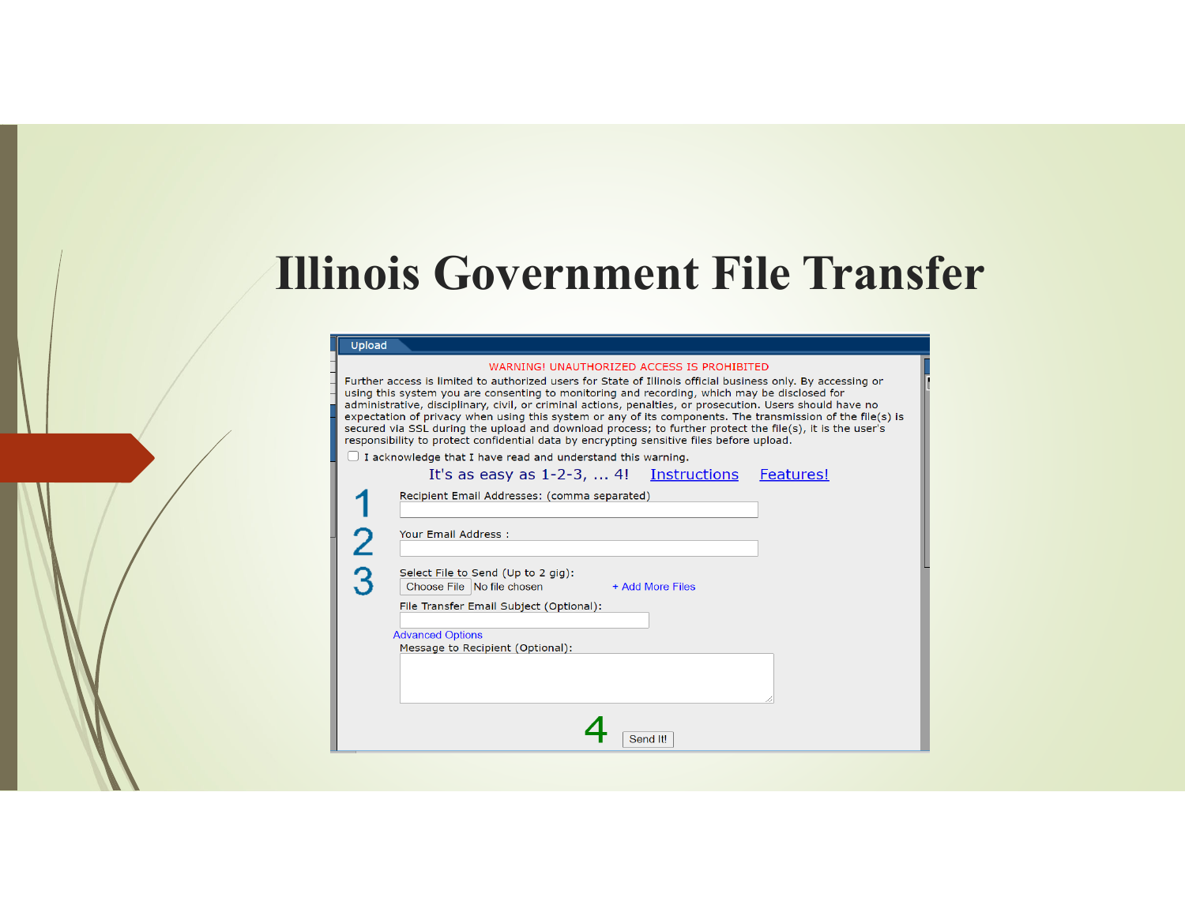# Illinois Government File Transfer

Upload

WARNING! UNAUTHORIZED ACCESS IS PROHIBITED

Further access is limited to authorized users for State of Illinois official business only. By accessing or using this system you are consenting to monitoring and recording, which may be disclosed for administrative, disciplinary, civil, or criminal actions, penalties, or prosecution. Users should have no expectation of privacy when using this system or any of its components. The transmission of the file(s) is secured via SSL during the upload and download process; to further protect the file(s), it is the user's responsibility to protect confidential data by encrypting sensitive files before upload.

☐ I acknowledge that I have read and understand this warning.

It's as easy as 1-2-3, ... 4! Instructions Features!

1 Recipient Email Addresses: (comma separated)

2 Your Email Address :

3 Select File to Send (Up to 2 gig):

Choose File No file chosen + Add More Files

File Transfer Email Subject (Optional):

Advanced Options

Message to Recipient (Optional):

4 Send It!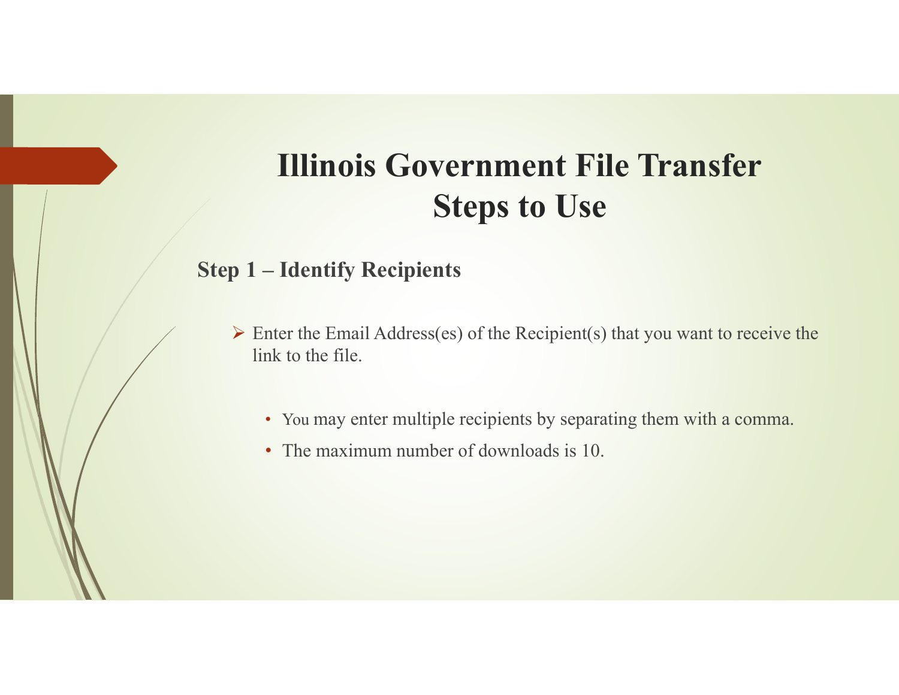# Illinois Government File Transfer
# Steps to Use

## Step 1 – Identify Recipients

- Enter the Email Address(es) of the Recipient(s) that you want to receive the link to the file.
  - You may enter multiple recipients by separating them with a comma.
  - The maximum number of downloads is 10.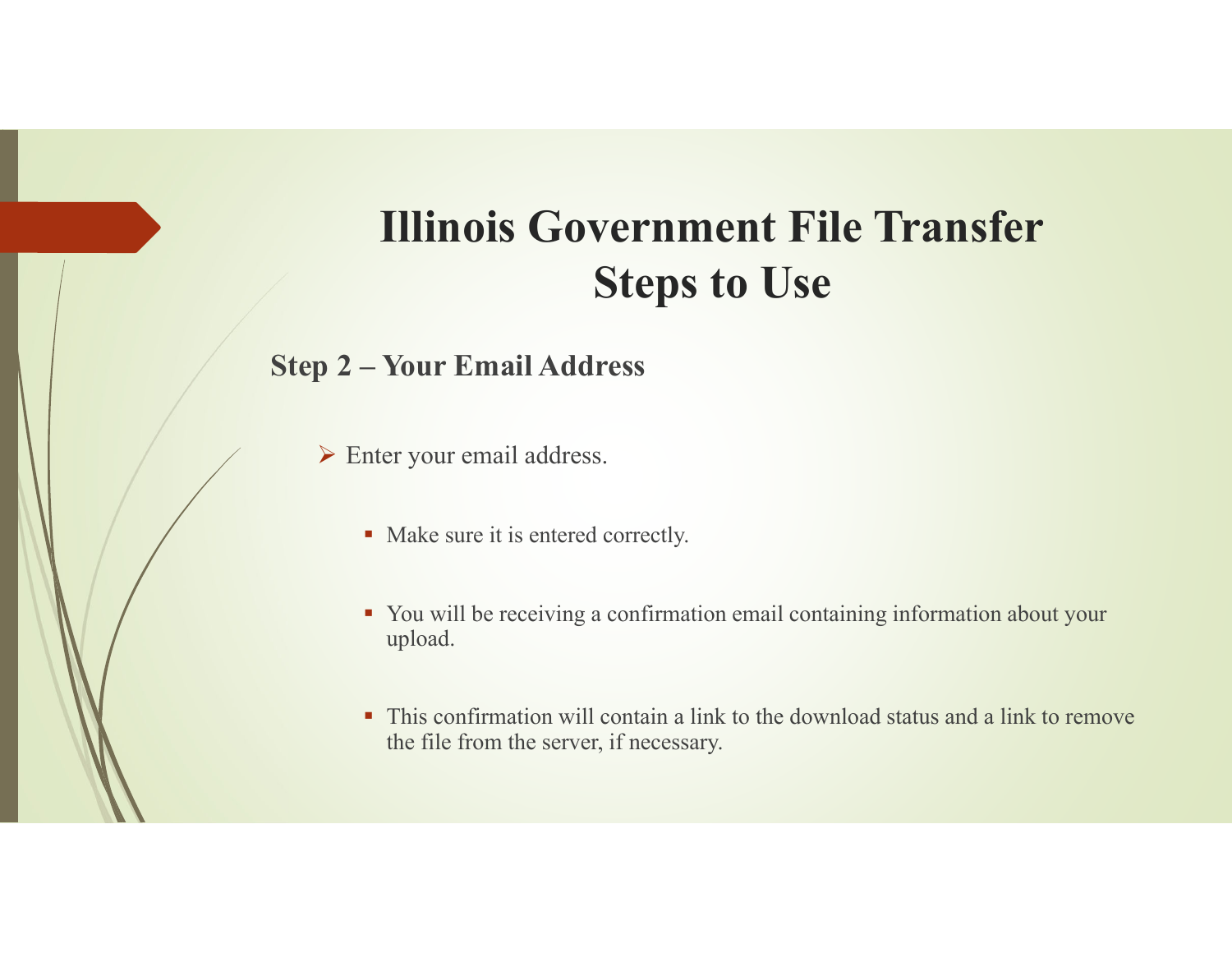# Illinois Government File Transfer
# Steps to Use

## Step 2 – Your Email Address

- Enter your email address.
  - Make sure it is entered correctly.
  - You will be receiving a confirmation email containing information about your upload.
  - This confirmation will contain a link to the download status and a link to remove the file from the server, if necessary.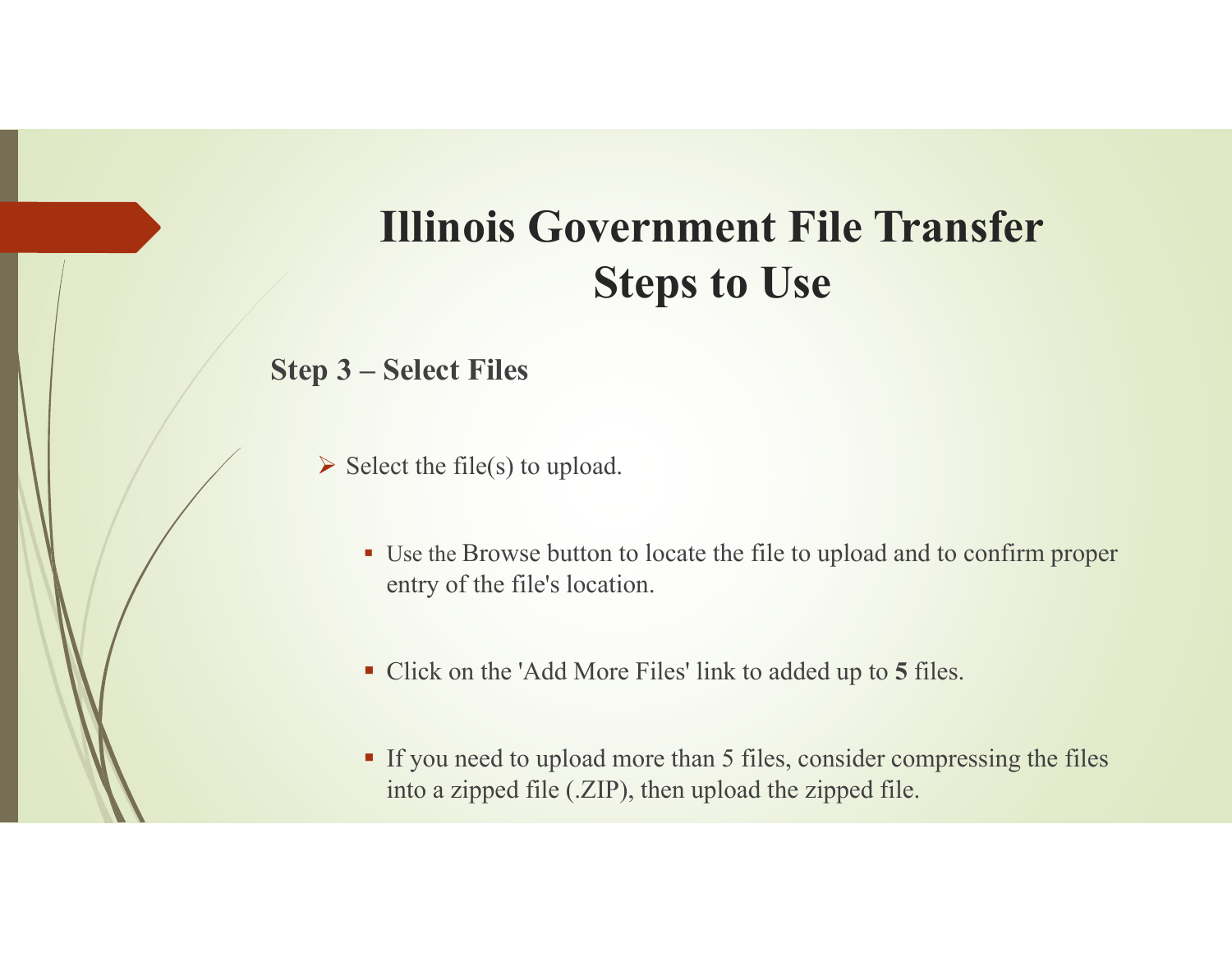# Illinois Government File Transfer Steps to Use

## Step 3 – Select Files

- Select the file(s) to upload.
  - Use the Browse button to locate the file to upload and to confirm proper entry of the file's location.
  - Click on the 'Add More Files' link to added up to **5** files.
  - If you need to upload more than 5 files, consider compressing the files into a zipped file (.ZIP), then upload the zipped file.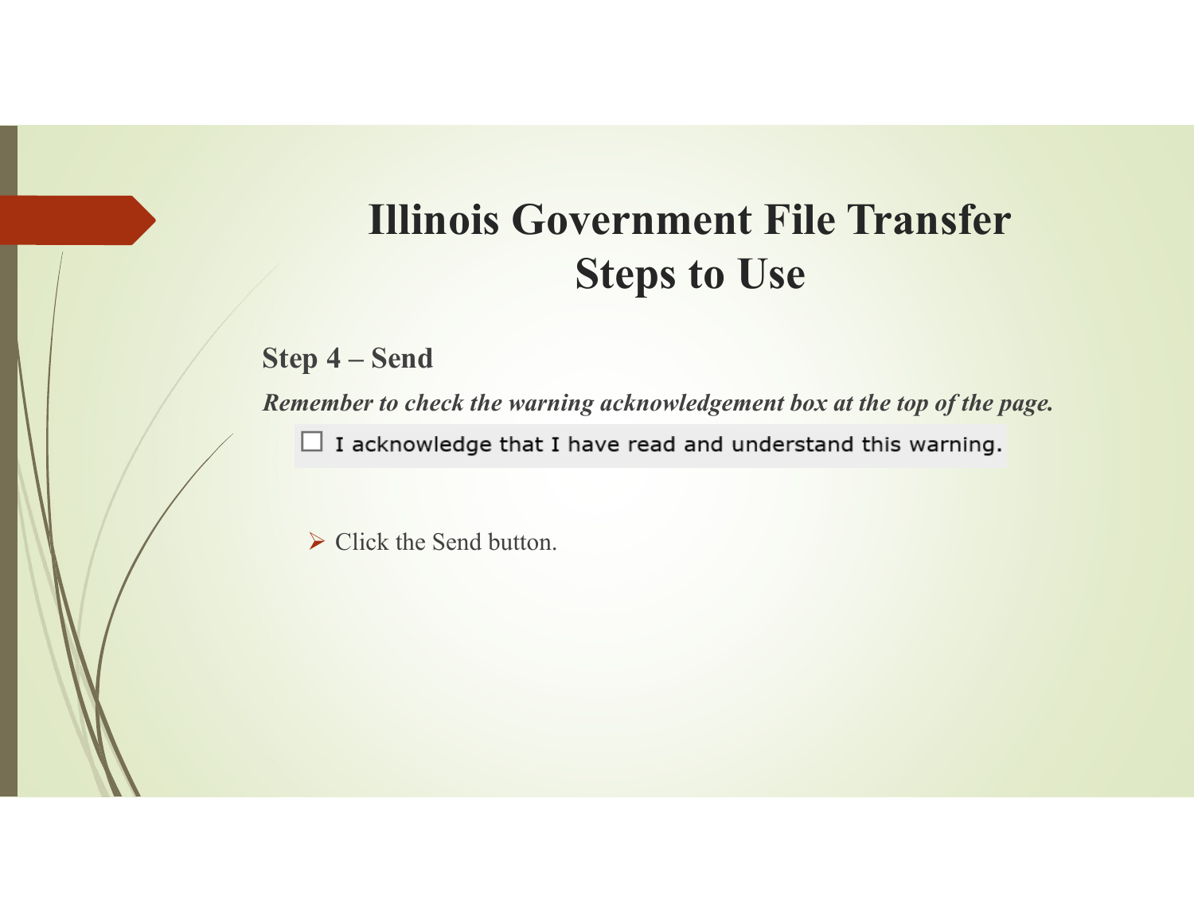# Illinois Government File Transfer Steps to Use

## Step 4 – Send

***Remember to check the warning acknowledgement box at the top of the page.***

☐ I acknowledge that I have read and understand this warning.

- Click the Send button.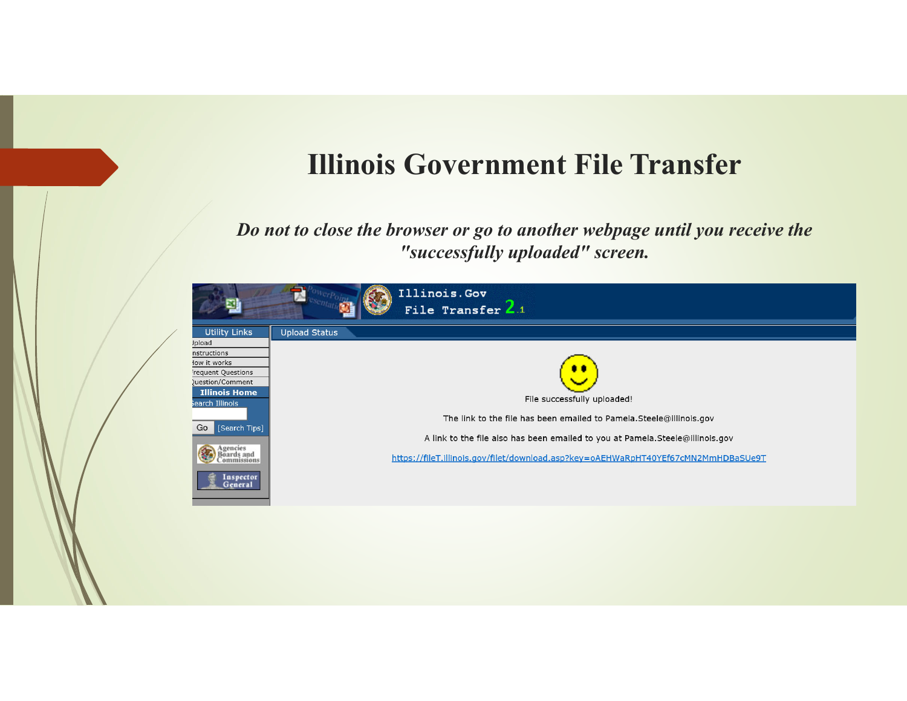# Illinois Government File Transfer

***Do not to close the browser or go to another webpage until you receive the "successfully uploaded" screen.***

Illinois.Gov File Transfer 2.1

Utility Links

- Upload
- Instructions
- How it works
- Frequent Questions
- Question/Comment

**Illinois Home**

Search Illinois

Go [Search Tips]

Agencies Boards and Commissions

Inspector General

Upload Status

File successfully uploaded!

The link to the file has been emailed to Pamela.Steele@illinois.gov

A link to the file also has been emailed to you at Pamela.Steele@illinois.gov

https://fileT.illinois.gov/filet/download.asp?key=oAEHWaRpHT40YEf67cMN2MmHDBaSUe9T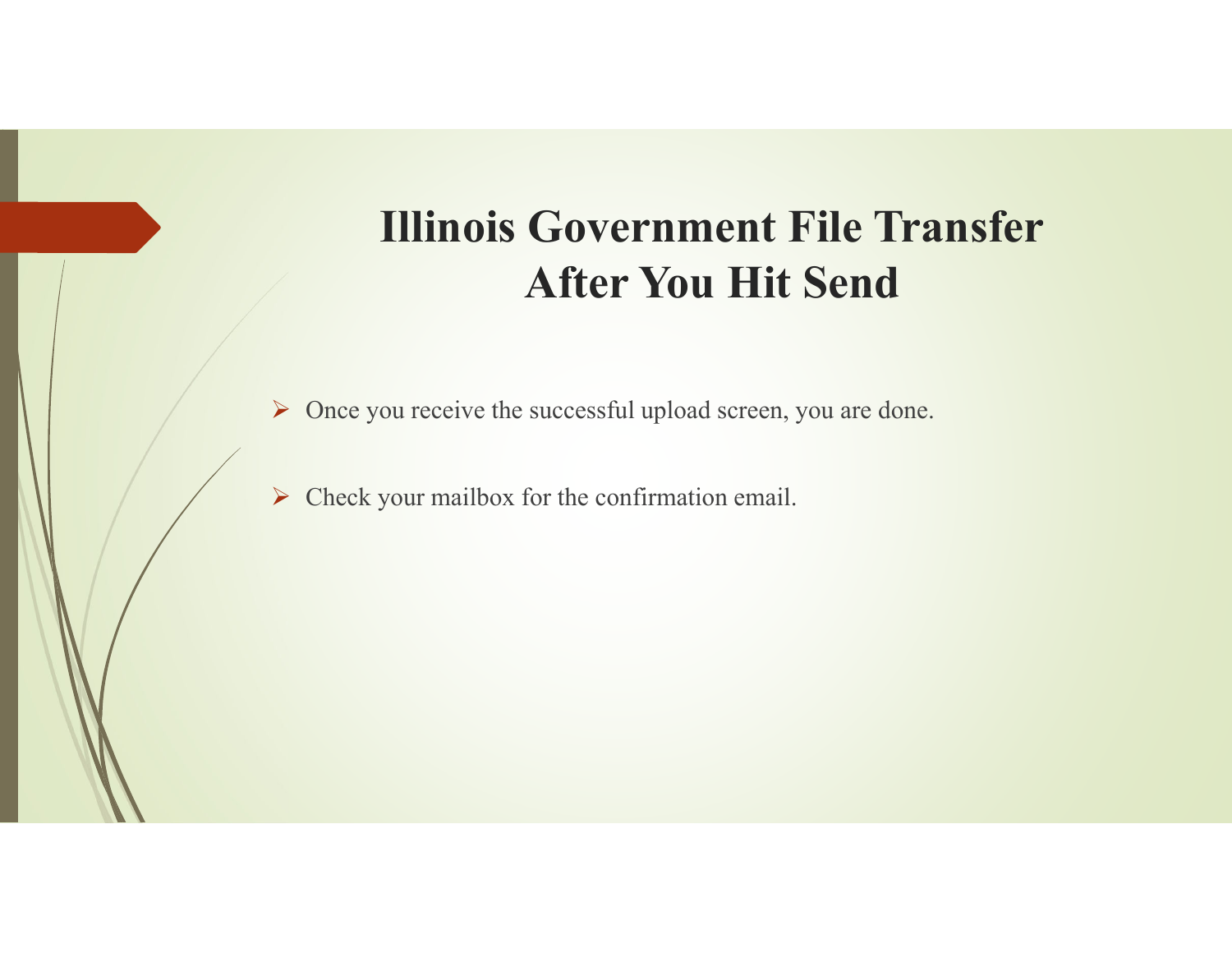# Illinois Government File Transfer After You Hit Send

- Once you receive the successful upload screen, you are done.
- Check your mailbox for the confirmation email.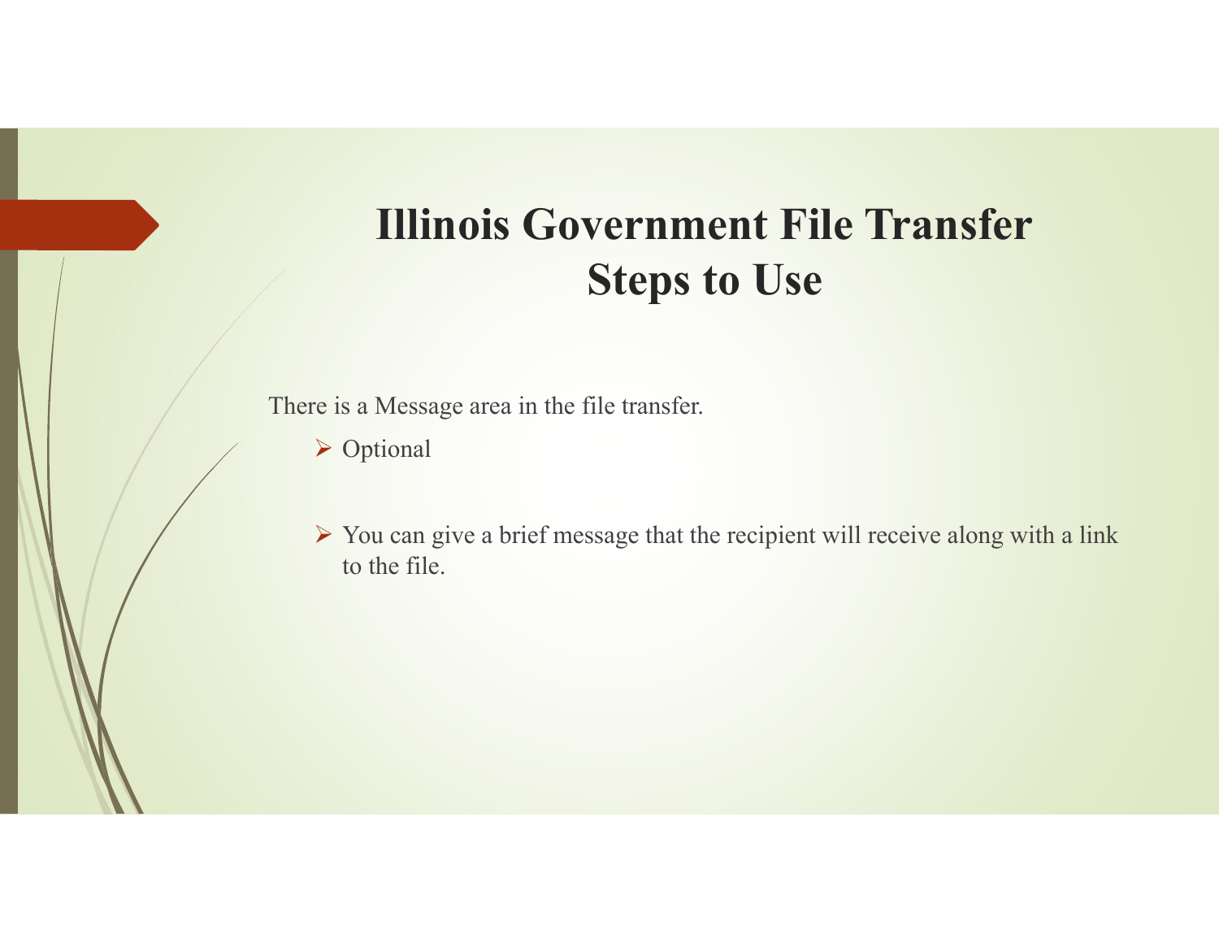# Illinois Government File Transfer Steps to Use

There is a Message area in the file transfer.

- Optional
- You can give a brief message that the recipient will receive along with a link to the file.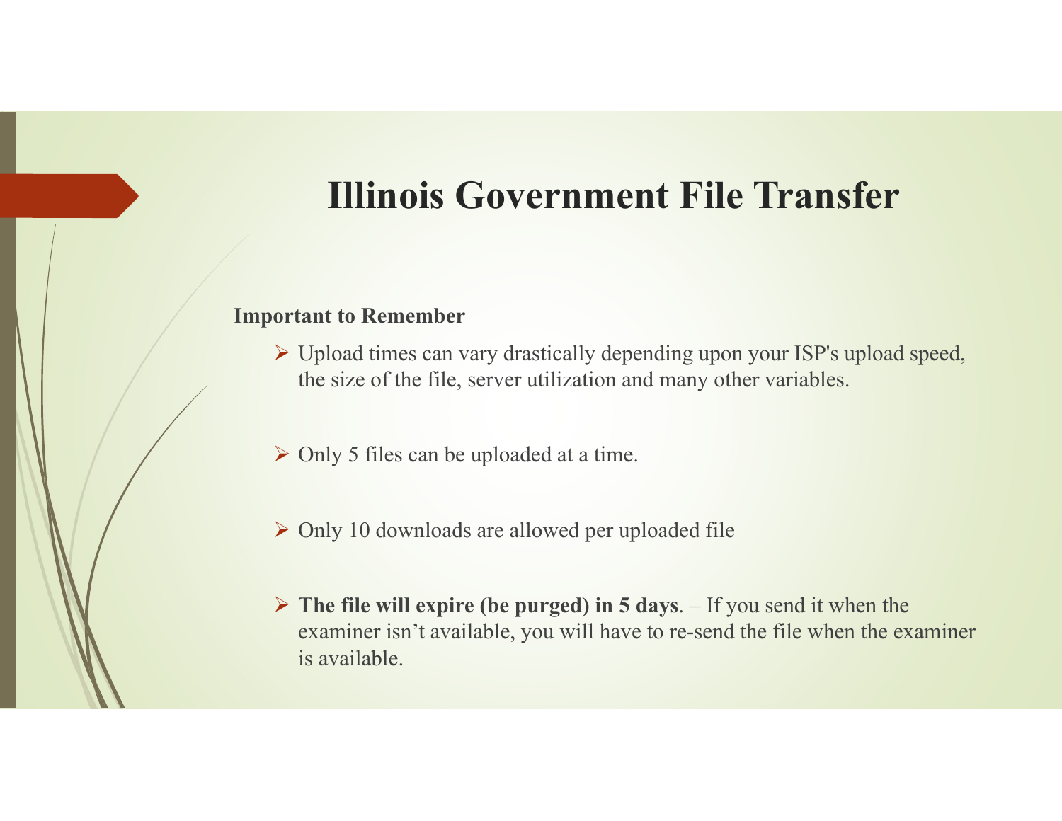# Illinois Government File Transfer

**Important to Remember**

- Upload times can vary drastically depending upon your ISP's upload speed, the size of the file, server utilization and many other variables.
- Only 5 files can be uploaded at a time.
- Only 10 downloads are allowed per uploaded file
- **The file will expire (be purged) in 5 days**. – If you send it when the examiner isn't available, you will have to re-send the file when the examiner is available.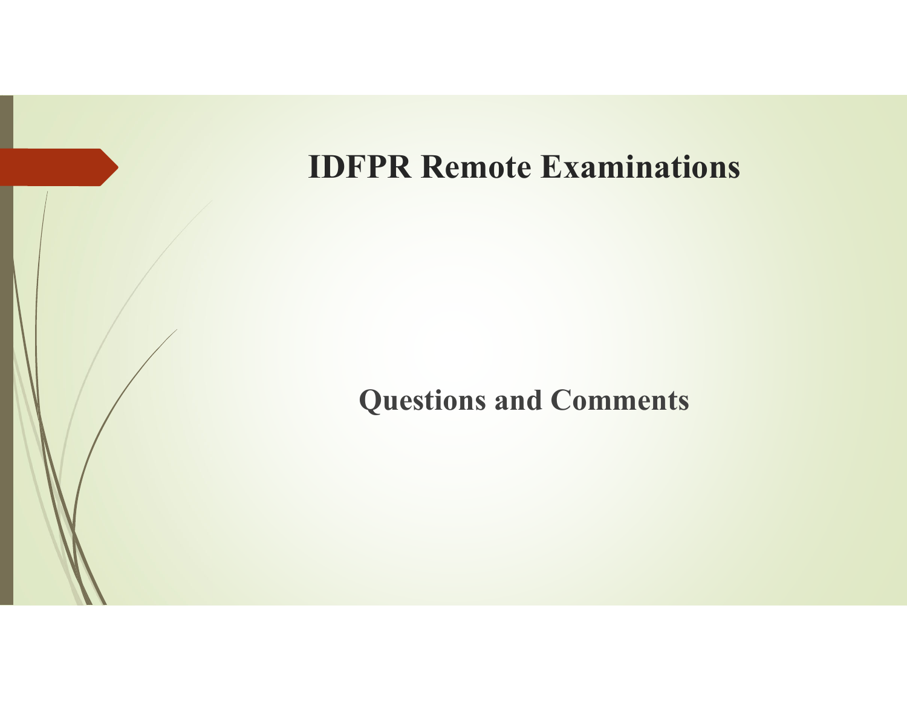# IDFPR Remote Examinations

**Questions and Comments**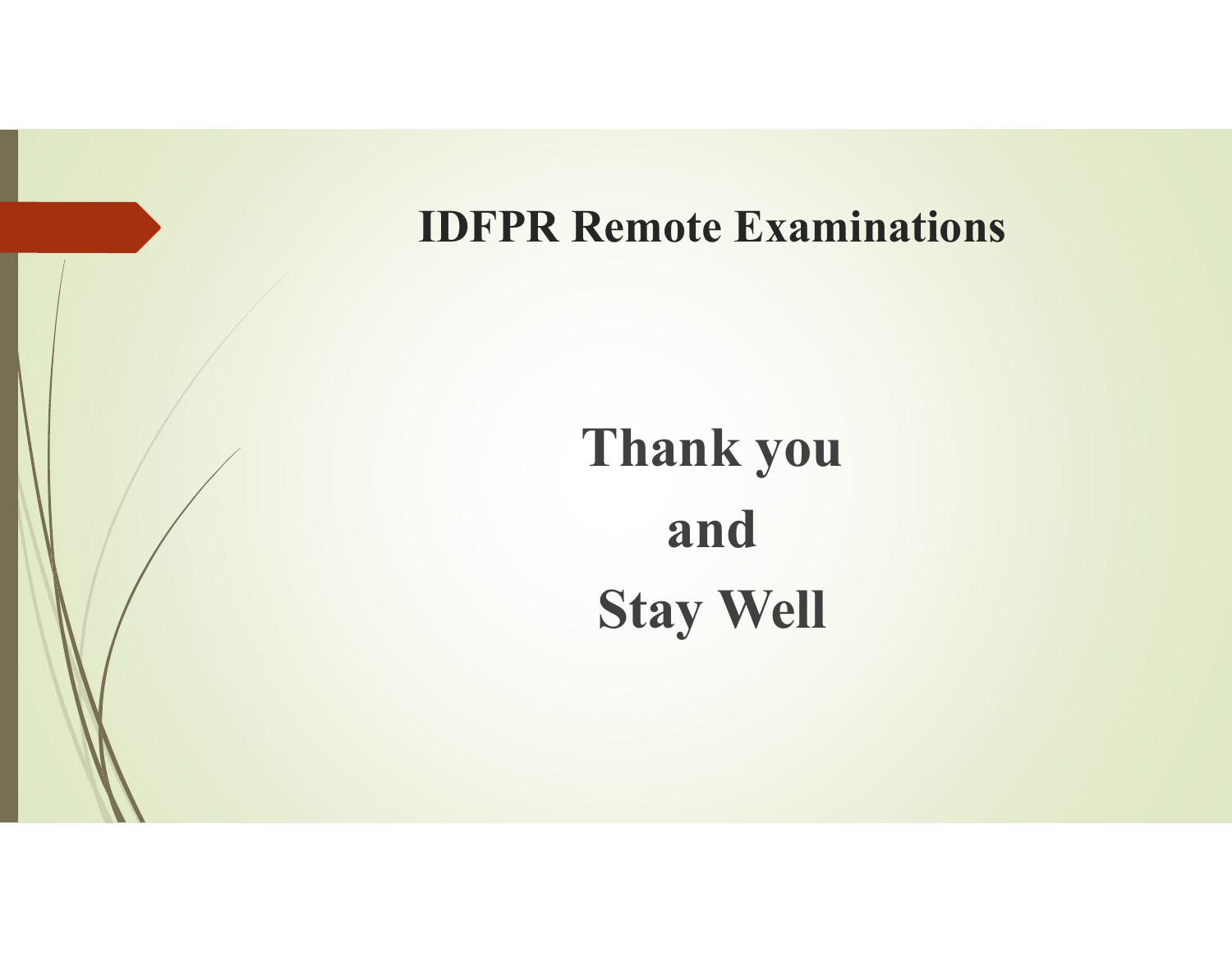## IDFPR Remote Examinations

**Thank you**

**and**

**Stay Well**